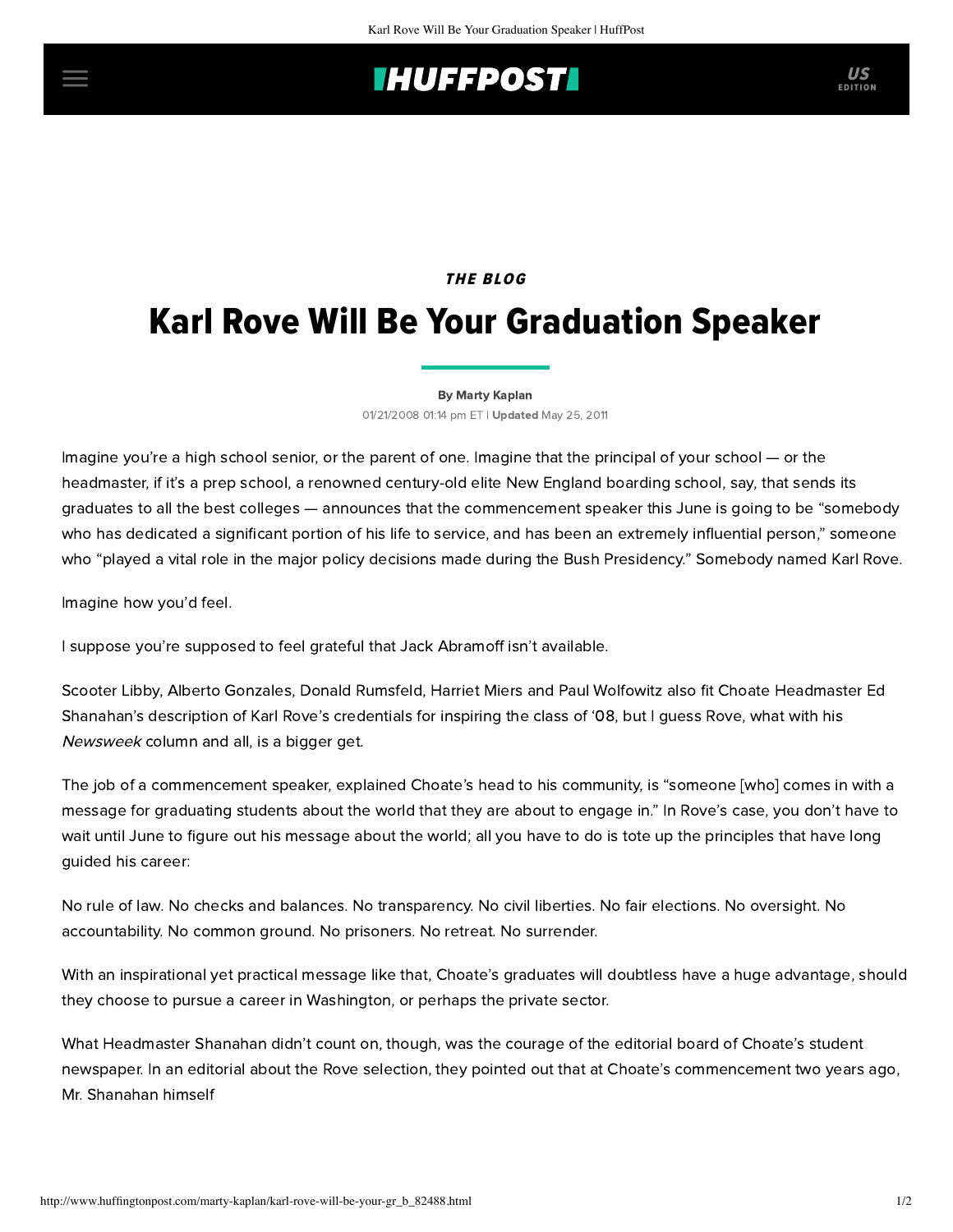THE BLOG

# Karl Rove Will Be Your Graduation Speaker

By Marty Kaplan

01/21/2008 01:14 pm ET | **Updated** May 25, 2011

Imagine you're a high school senior, or the parent of one. Imagine that the principal of your school — or the headmaster, if it's a prep school, a renowned century-old elite New England boarding school, say, that sends its graduates to all the best colleges — announces that the commencement speaker this June is going to be "somebody who has dedicated a significant portion of his life to service, and has been an extremely influential person," someone who "played a vital role in the major policy decisions made during the Bush Presidency." Somebody named Karl Rove.

Imagine how you'd feel.

I suppose you're supposed to feel grateful that Jack Abramoff isn't available.

Scooter Libby, Alberto Gonzales, Donald Rumsfeld, Harriet Miers and Paul Wolfowitz also fit Choate Headmaster Ed Shanahan's description of Karl Rove's credentials for inspiring the class of '08, but I guess Rove, what with his *Newsweek* column and all, is a bigger get.

The job of a commencement speaker, explained Choate's head to his community, is "someone [who] comes in with a message for graduating students about the world that they are about to engage in." In Rove's case, you don't have to wait until June to figure out his message about the world; all you have to do is tote up the principles that have long guided his career:

No rule of law. No checks and balances. No transparency. No civil liberties. No fair elections. No oversight. No accountability. No common ground. No prisoners. No retreat. No surrender.

With an inspirational yet practical message like that, Choate's graduates will doubtless have a huge advantage, should they choose to pursue a career in Washington, or perhaps the private sector.

What Headmaster Shanahan didn't count on, though, was the courage of the editorial board of Choate's student newspaper. In an editorial about the Rove selection, they pointed out that at Choate's commencement two years ago, Mr. Shanahan himself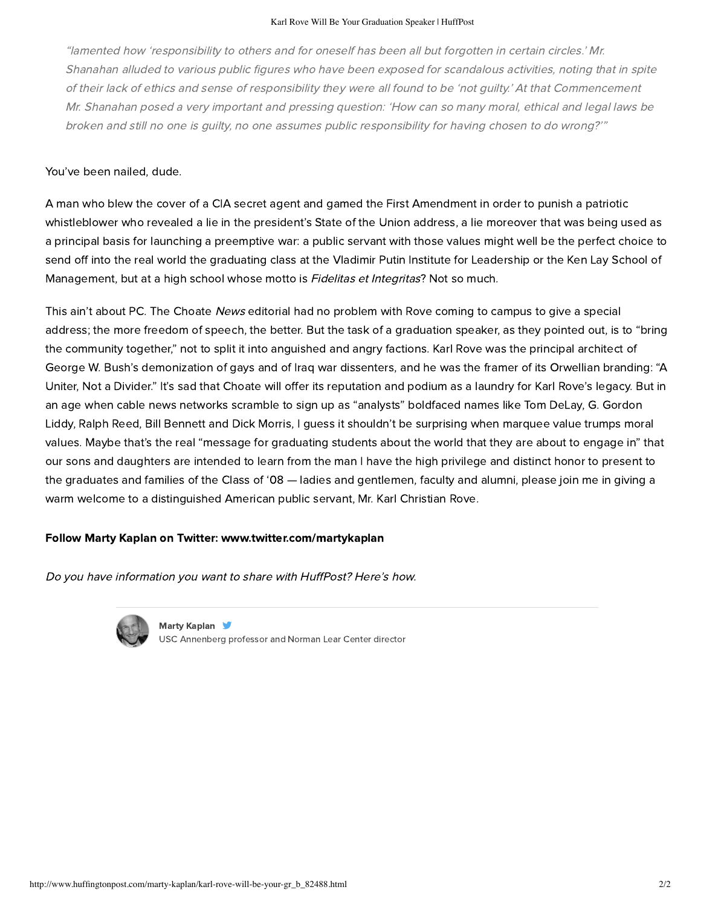*"lamented how 'responsibility to others and for oneself has been all but forgotten in certain circles.' Mr. Shanahan alluded to various public figures who have been exposed for scandalous activities, noting that in spite of their lack of ethics and sense of responsibility they were all found to be 'not guilty.' At that Commencement Mr. Shanahan posed a very important and pressing question: 'How can so many moral, ethical and legal laws be broken and still no one is guilty, no one assumes public responsibility for having chosen to do wrong?'"*

You've been nailed, dude.

A man who blew the cover of a CIA secret agent and gamed the First Amendment in order to punish a patriotic whistleblower who revealed a lie in the president's State of the Union address, a lie moreover that was being used as a principal basis for launching a preemptive war: a public servant with those values might well be the perfect choice to send off into the real world the graduating class at the Vladimir Putin Institute for Leadership or the Ken Lay School of Management, but at a high school whose motto is *Fidelitas et Integritas*? Not so much.

This ain't about PC. The Choate *News* editorial had no problem with Rove coming to campus to give a special address; the more freedom of speech, the better. But the task of a graduation speaker, as they pointed out, is to "bring the community together," not to split it into anguished and angry factions. Karl Rove was the principal architect of George W. Bush's demonization of gays and of Iraq war dissenters, and he was the framer of its Orwellian branding: "A Uniter, Not a Divider." It's sad that Choate will offer its reputation and podium as a laundry for Karl Rove's legacy. But in an age when cable news networks scramble to sign up as "analysts" boldfaced names like Tom DeLay, G. Gordon Liddy, Ralph Reed, Bill Bennett and Dick Morris, I guess it shouldn't be surprising when marquee value trumps moral values. Maybe that's the real "message for graduating students about the world that they are about to engage in" that our sons and daughters are intended to learn from the man I have the high privilege and distinct honor to present to the graduates and families of the Class of '08 — ladies and gentlemen, faculty and alumni, please join me in giving a warm welcome to a distinguished American public servant, Mr. Karl Christian Rove.

**Follow Marty Kaplan on Twitter: www.twitter.com/martykaplan**

*Do you have information you want to share with HuffPost? Here's how.*

**Marty Kaplan**
USC Annenberg professor and Norman Lear Center director